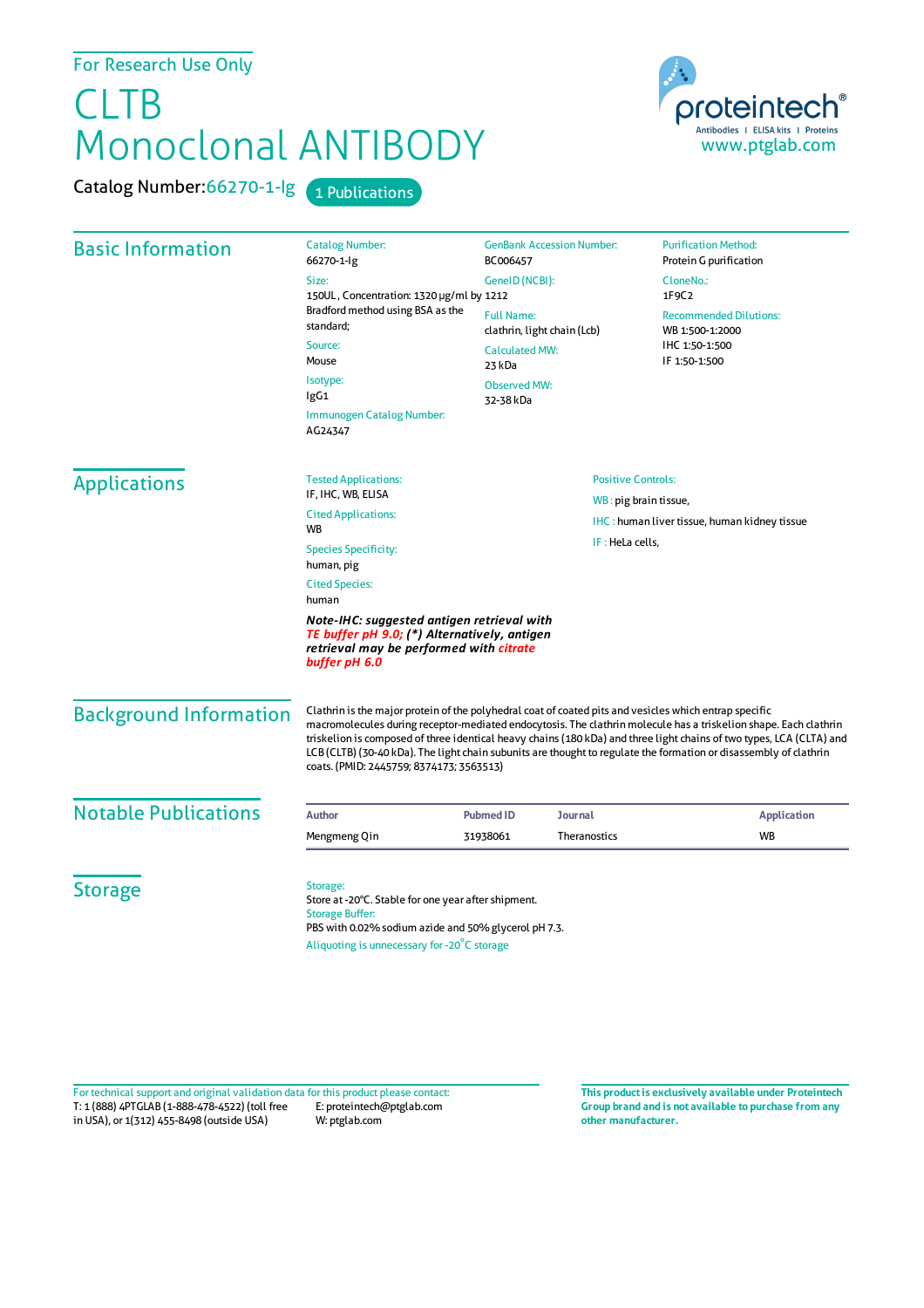For Research Use Only

# CLTB Monoclonal ANTIBODY

proteintech®
Antibodies | ELISA kits | Proteins
www.ptglab.com

Catalog Number:66270-1-Ig   1 Publications

## Basic Information

Catalog Number:
66270-1-Ig

Size:
150UL , Concentration: 1320 μg/ml by Bradford method using BSA as the standard;

Source:
Mouse

Isotype:
IgG1

Immunogen Catalog Number:
AG24347

GenBank Accession Number:
BC006457

GeneID (NCBI):
1212

Full Name:
clathrin, light chain (Lcb)

Calculated MW:
23 kDa

Observed MW:
32-38 kDa

Purification Method:
Protein G purification

CloneNo.:
1F9C2

Recommended Dilutions:
WB 1:500-1:2000
IHC 1:50-1:500
IF 1:50-1:500

## Applications

Tested Applications:
IF, IHC, WB, ELISA

Cited Applications:
WB

Species Specificity:
human, pig

Cited Species:
human

***Note-IHC: suggested antigen retrieval with TE buffer pH 9.0; (\*) Alternatively, antigen retrieval may be performed with citrate buffer pH 6.0***

Positive Controls:

WB : pig brain tissue,

IHC : human liver tissue, human kidney tissue

IF : HeLa cells,

## Background Information

Clathrin is the major protein of the polyhedral coat of coated pits and vesicles which entrap specific macromolecules during receptor-mediated endocytosis. The clathrin molecule has a triskelion shape. Each clathrin triskelion is composed of three identical heavy chains (180 kDa) and three light chains of two types, LCA (CLTA) and LCB (CLTB) (30-40 kDa). The light chain subunits are thought to regulate the formation or disassembly of clathrin coats. (PMID: 2445759; 8374173; 3563513)

## Notable Publications

| Author | Pubmed ID | Journal | Application |
|---|---|---|---|
| Mengmeng Qin | 31938061 | Theranostics | WB |

## Storage

Storage:
Store at -20°C. Stable for one year after shipment.
Storage Buffer:
PBS with 0.02% sodium azide and 50% glycerol pH 7.3.
Aliquoting is unnecessary for -20°C storage

For technical support and original validation data for this product please contact:
T: 1 (888) 4PTGLAB (1-888-478-4522) (toll free in USA), or 1(312) 455-8498 (outside USA)
E: proteintech@ptglab.com
W: ptglab.com

**This product is exclusively available under Proteintech Group brand and is not available to purchase from any other manufacturer.**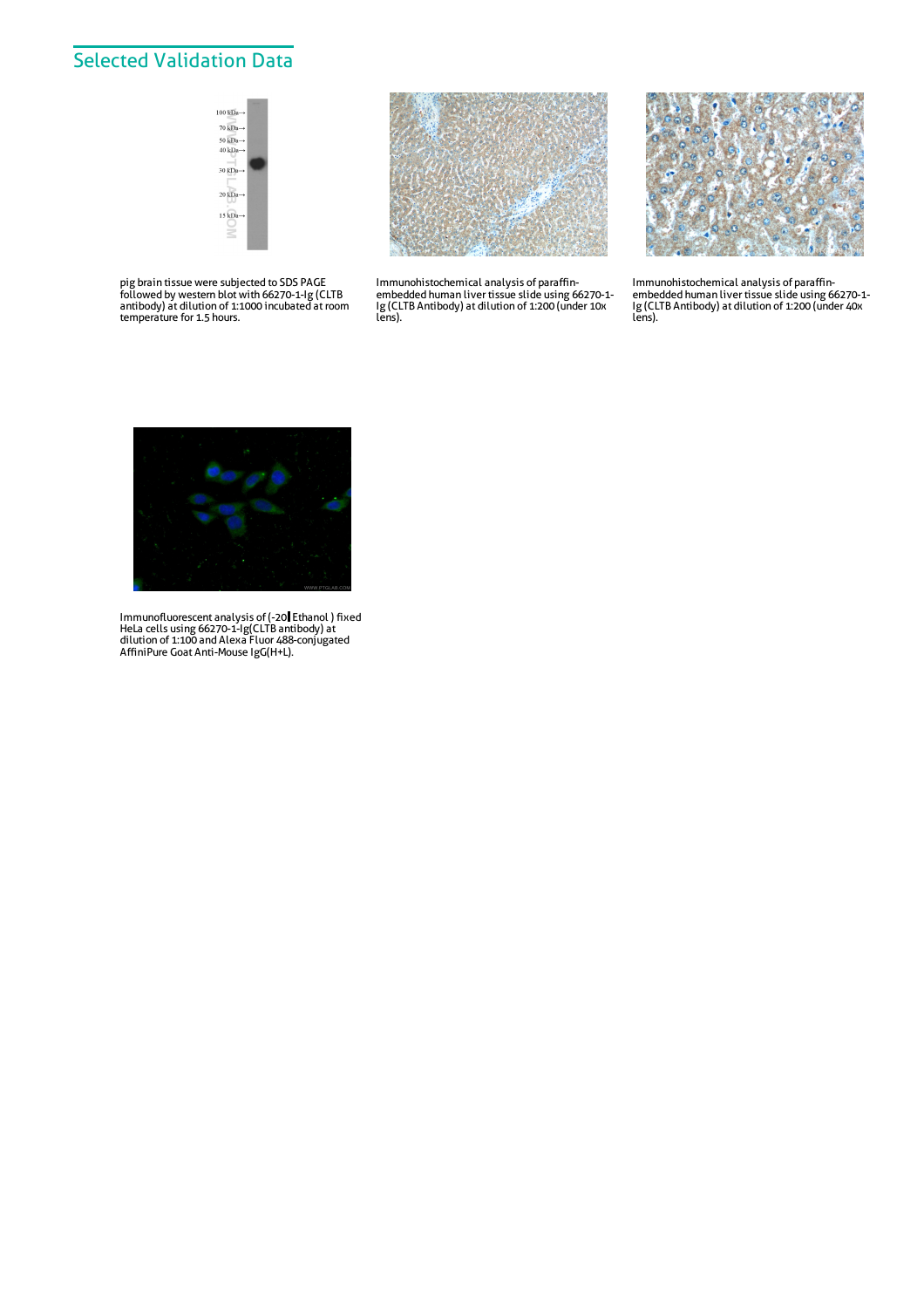## Selected Validation Data

100 kDa→
70 kDa→
50 kDa→
40 kDa→
30 kDa→
20 kDa→
15 kDa→

pig brain tissue were subjected to SDS PAGE followed by western blot with 66270-1-Ig (CLTB antibody) at dilution of 1:1000 incubated at room temperature for 1.5 hours.

Immunohistochemical analysis of paraffin-embedded human liver tissue slide using 66270-1-Ig (CLTB Antibody) at dilution of 1:200 (under 10x lens).

Immunohistochemical analysis of paraffin-embedded human liver tissue slide using 66270-1-Ig (CLTB Antibody) at dilution of 1:200 (under 40x lens).

Immunofluorescent analysis of (-20 Ethanol ) fixed HeLa cells using 66270-1-Ig(CLTB antibody) at dilution of 1:100 and Alexa Fluor 488-conjugated AffiniPure Goat Anti-Mouse IgG(H+L).